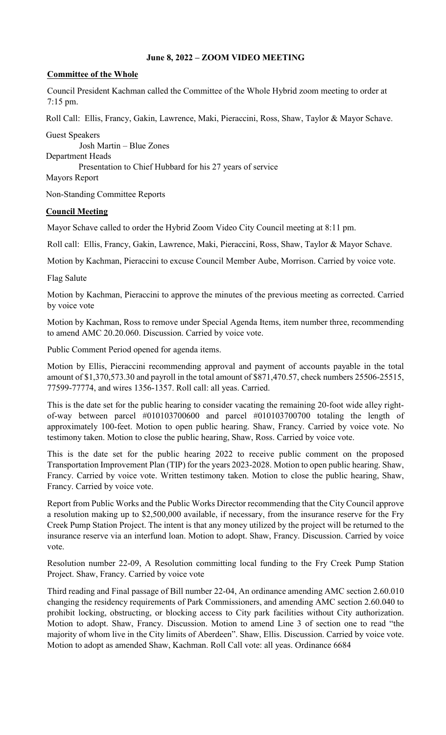**June 8, 2022 – ZOOM VIDEO MEETING**

**Committee of the Whole**

Council President Kachman called the Committee of the Whole Hybrid zoom meeting to order at 7:15 pm.

Roll Call: Ellis, Francy, Gakin, Lawrence, Maki, Pieraccini, Ross, Shaw, Taylor & Mayor Schave.

Guest Speakers
Josh Martin – Blue Zones
Department Heads
Presentation to Chief Hubbard for his 27 years of service
Mayors Report

Non-Standing Committee Reports

**Council Meeting**

Mayor Schave called to order the Hybrid Zoom Video City Council meeting at 8:11 pm.

Roll call: Ellis, Francy, Gakin, Lawrence, Maki, Pieraccini, Ross, Shaw, Taylor & Mayor Schave.

Motion by Kachman, Pieraccini to excuse Council Member Aube, Morrison. Carried by voice vote.

Flag Salute

Motion by Kachman, Pieraccini to approve the minutes of the previous meeting as corrected. Carried by voice vote

Motion by Kachman, Ross to remove under Special Agenda Items, item number three, recommending to amend AMC 20.20.060. Discussion. Carried by voice vote.

Public Comment Period opened for agenda items.

Motion by Ellis, Pieraccini recommending approval and payment of accounts payable in the total amount of $1,370,573.30 and payroll in the total amount of $871,470.57, check numbers 25506-25515, 77599-77774, and wires 1356-1357. Roll call: all yeas. Carried.

This is the date set for the public hearing to consider vacating the remaining 20-foot wide alley right-of-way between parcel #010103700600 and parcel #010103700700 totaling the length of approximately 100-feet. Motion to open public hearing. Shaw, Francy. Carried by voice vote. No testimony taken. Motion to close the public hearing, Shaw, Ross. Carried by voice vote.

This is the date set for the public hearing 2022 to receive public comment on the proposed Transportation Improvement Plan (TIP) for the years 2023-2028. Motion to open public hearing. Shaw, Francy. Carried by voice vote. Written testimony taken. Motion to close the public hearing, Shaw, Francy. Carried by voice vote.

Report from Public Works and the Public Works Director recommending that the City Council approve a resolution making up to $2,500,000 available, if necessary, from the insurance reserve for the Fry Creek Pump Station Project. The intent is that any money utilized by the project will be returned to the insurance reserve via an interfund loan. Motion to adopt. Shaw, Francy. Discussion. Carried by voice vote.

Resolution number 22-09, A Resolution committing local funding to the Fry Creek Pump Station Project. Shaw, Francy. Carried by voice vote

Third reading and Final passage of Bill number 22-04, An ordinance amending AMC section 2.60.010 changing the residency requirements of Park Commissioners, and amending AMC section 2.60.040 to prohibit locking, obstructing, or blocking access to City park facilities without City authorization. Motion to adopt. Shaw, Francy. Discussion. Motion to amend Line 3 of section one to read "the majority of whom live in the City limits of Aberdeen". Shaw, Ellis. Discussion. Carried by voice vote. Motion to adopt as amended Shaw, Kachman. Roll Call vote: all yeas. Ordinance 6684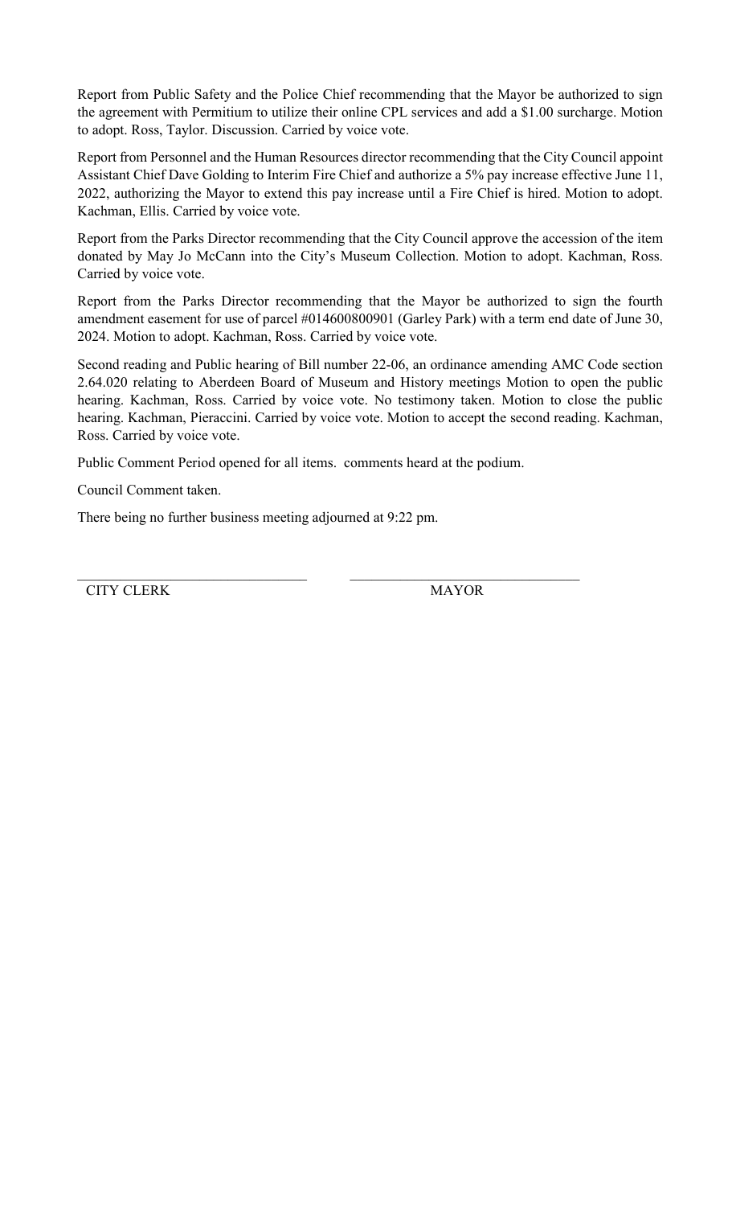Report from Public Safety and the Police Chief recommending that the Mayor be authorized to sign the agreement with Permitium to utilize their online CPL services and add a $1.00 surcharge. Motion to adopt. Ross, Taylor. Discussion. Carried by voice vote.

Report from Personnel and the Human Resources director recommending that the City Council appoint Assistant Chief Dave Golding to Interim Fire Chief and authorize a 5% pay increase effective June 11, 2022, authorizing the Mayor to extend this pay increase until a Fire Chief is hired. Motion to adopt. Kachman, Ellis. Carried by voice vote.

Report from the Parks Director recommending that the City Council approve the accession of the item donated by May Jo McCann into the City's Museum Collection. Motion to adopt. Kachman, Ross. Carried by voice vote.

Report from the Parks Director recommending that the Mayor be authorized to sign the fourth amendment easement for use of parcel #014600800901 (Garley Park) with a term end date of June 30, 2024. Motion to adopt. Kachman, Ross. Carried by voice vote.

Second reading and Public hearing of Bill number 22-06, an ordinance amending AMC Code section 2.64.020 relating to Aberdeen Board of Museum and History meetings Motion to open the public hearing. Kachman, Ross. Carried by voice vote. No testimony taken. Motion to close the public hearing. Kachman, Pieraccini. Carried by voice vote. Motion to accept the second reading. Kachman, Ross. Carried by voice vote.

Public Comment Period opened for all items. comments heard at the podium.

Council Comment taken.

There being no further business meeting adjourned at 9:22 pm.

\_\_\_\_\_\_\_\_\_\_\_\_\_\_\_\_\_\_\_\_\_\_\_\_\_\_\_\_\_\_\_\_ \_\_\_\_\_\_\_\_\_\_\_\_\_\_\_\_\_\_\_\_\_\_\_\_\_\_\_\_\_\_\_\_

CITY CLERK MAYOR